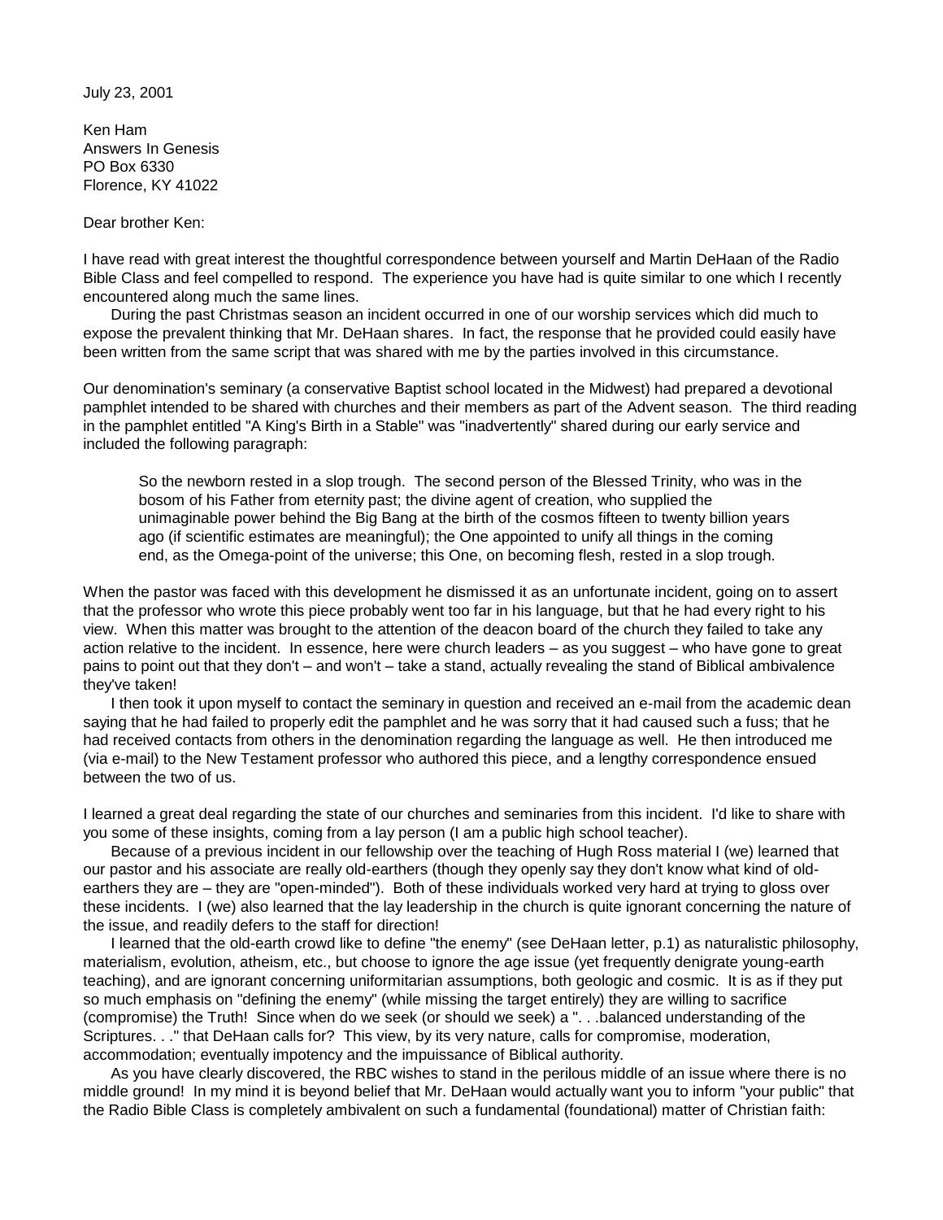July 23, 2001

Ken Ham
Answers In Genesis
PO Box 6330
Florence, KY 41022

Dear brother Ken:

I have read with great interest the thoughtful correspondence between yourself and Martin DeHaan of the Radio Bible Class and feel compelled to respond. The experience you have had is quite similar to one which I recently encountered along much the same lines.

During the past Christmas season an incident occurred in one of our worship services which did much to expose the prevalent thinking that Mr. DeHaan shares. In fact, the response that he provided could easily have been written from the same script that was shared with me by the parties involved in this circumstance.

Our denomination's seminary (a conservative Baptist school located in the Midwest) had prepared a devotional pamphlet intended to be shared with churches and their members as part of the Advent season. The third reading in the pamphlet entitled "A King's Birth in a Stable" was "inadvertently" shared during our early service and included the following paragraph:

> So the newborn rested in a slop trough. The second person of the Blessed Trinity, who was in the bosom of his Father from eternity past; the divine agent of creation, who supplied the unimaginable power behind the Big Bang at the birth of the cosmos fifteen to twenty billion years ago (if scientific estimates are meaningful); the One appointed to unify all things in the coming end, as the Omega-point of the universe; this One, on becoming flesh, rested in a slop trough.

When the pastor was faced with this development he dismissed it as an unfortunate incident, going on to assert that the professor who wrote this piece probably went too far in his language, but that he had every right to his view. When this matter was brought to the attention of the deacon board of the church they failed to take any action relative to the incident. In essence, here were church leaders – as you suggest – who have gone to great pains to point out that they don't – and won't – take a stand, actually revealing the stand of Biblical ambivalence they've taken!

I then took it upon myself to contact the seminary in question and received an e-mail from the academic dean saying that he had failed to properly edit the pamphlet and he was sorry that it had caused such a fuss; that he had received contacts from others in the denomination regarding the language as well. He then introduced me (via e-mail) to the New Testament professor who authored this piece, and a lengthy correspondence ensued between the two of us.

I learned a great deal regarding the state of our churches and seminaries from this incident. I'd like to share with you some of these insights, coming from a lay person (I am a public high school teacher).

Because of a previous incident in our fellowship over the teaching of Hugh Ross material I (we) learned that our pastor and his associate are really old-earthers (though they openly say they don't know what kind of old-earthers they are – they are "open-minded"). Both of these individuals worked very hard at trying to gloss over these incidents. I (we) also learned that the lay leadership in the church is quite ignorant concerning the nature of the issue, and readily defers to the staff for direction!

I learned that the old-earth crowd like to define "the enemy" (see DeHaan letter, p.1) as naturalistic philosophy, materialism, evolution, atheism, etc., but choose to ignore the age issue (yet frequently denigrate young-earth teaching), and are ignorant concerning uniformitarian assumptions, both geologic and cosmic. It is as if they put so much emphasis on "defining the enemy" (while missing the target entirely) they are willing to sacrifice (compromise) the Truth! Since when do we seek (or should we seek) a ". . .balanced understanding of the Scriptures. . ." that DeHaan calls for? This view, by its very nature, calls for compromise, moderation, accommodation; eventually impotency and the impuissance of Biblical authority.

As you have clearly discovered, the RBC wishes to stand in the perilous middle of an issue where there is no middle ground! In my mind it is beyond belief that Mr. DeHaan would actually want you to inform "your public" that the Radio Bible Class is completely ambivalent on such a fundamental (foundational) matter of Christian faith: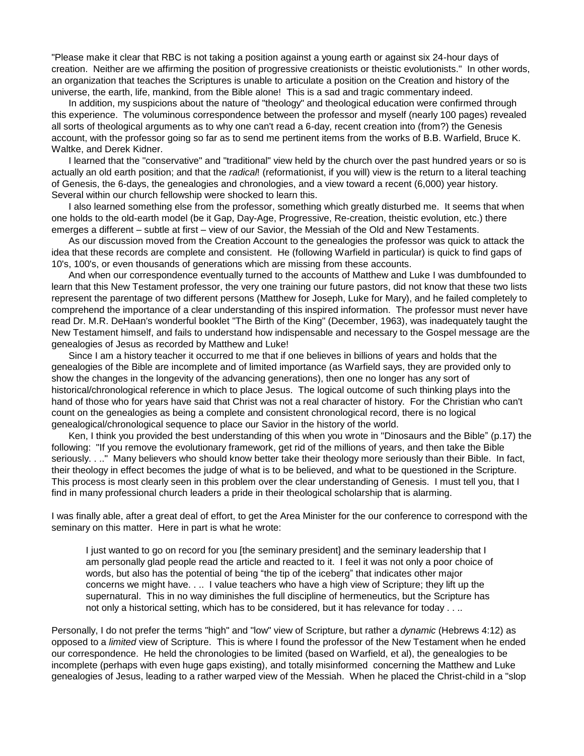"Please make it clear that RBC is not taking a position against a young earth or against six 24-hour days of creation. Neither are we affirming the position of progressive creationists or theistic evolutionists." In other words, an organization that teaches the Scriptures is unable to articulate a position on the Creation and history of the universe, the earth, life, mankind, from the Bible alone! This is a sad and tragic commentary indeed.

In addition, my suspicions about the nature of "theology" and theological education were confirmed through this experience. The voluminous correspondence between the professor and myself (nearly 100 pages) revealed all sorts of theological arguments as to why one can't read a 6-day, recent creation into (from?) the Genesis account, with the professor going so far as to send me pertinent items from the works of B.B. Warfield, Bruce K. Waltke, and Derek Kidner.

I learned that the "conservative" and "traditional" view held by the church over the past hundred years or so is actually an old earth position; and that the *radical*! (reformationist, if you will) view is the return to a literal teaching of Genesis, the 6-days, the genealogies and chronologies, and a view toward a recent (6,000) year history. Several within our church fellowship were shocked to learn this.

I also learned something else from the professor, something which greatly disturbed me. It seems that when one holds to the old-earth model (be it Gap, Day-Age, Progressive, Re-creation, theistic evolution, etc.) there emerges a different – subtle at first – view of our Savior, the Messiah of the Old and New Testaments.

As our discussion moved from the Creation Account to the genealogies the professor was quick to attack the idea that these records are complete and consistent. He (following Warfield in particular) is quick to find gaps of 10's, 100's, or even thousands of generations which are missing from these accounts.

And when our correspondence eventually turned to the accounts of Matthew and Luke I was dumbfounded to learn that this New Testament professor, the very one training our future pastors, did not know that these two lists represent the parentage of two different persons (Matthew for Joseph, Luke for Mary), and he failed completely to comprehend the importance of a clear understanding of this inspired information. The professor must never have read Dr. M.R. DeHaan's wonderful booklet "The Birth of the King" (December, 1963), was inadequately taught the New Testament himself, and fails to understand how indispensable and necessary to the Gospel message are the genealogies of Jesus as recorded by Matthew and Luke!

Since I am a history teacher it occurred to me that if one believes in billions of years and holds that the genealogies of the Bible are incomplete and of limited importance (as Warfield says, they are provided only to show the changes in the longevity of the advancing generations), then one no longer has any sort of historical/chronological reference in which to place Jesus. The logical outcome of such thinking plays into the hand of those who for years have said that Christ was not a real character of history. For the Christian who can't count on the genealogies as being a complete and consistent chronological record, there is no logical genealogical/chronological sequence to place our Savior in the history of the world.

Ken, I think you provided the best understanding of this when you wrote in "Dinosaurs and the Bible" (p.17) the following: "If you remove the evolutionary framework, get rid of the millions of years, and then take the Bible seriously. . .." Many believers who should know better take their theology more seriously than their Bible. In fact, their theology in effect becomes the judge of what is to be believed, and what to be questioned in the Scripture. This process is most clearly seen in this problem over the clear understanding of Genesis. I must tell you, that I find in many professional church leaders a pride in their theological scholarship that is alarming.

I was finally able, after a great deal of effort, to get the Area Minister for the our conference to correspond with the seminary on this matter. Here in part is what he wrote:

> I just wanted to go on record for you [the seminary president] and the seminary leadership that I am personally glad people read the article and reacted to it. I feel it was not only a poor choice of words, but also has the potential of being "the tip of the iceberg" that indicates other major concerns we might have. . .. I value teachers who have a high view of Scripture; they lift up the supernatural. This in no way diminishes the full discipline of hermeneutics, but the Scripture has not only a historical setting, which has to be considered, but it has relevance for today . . ..

Personally, I do not prefer the terms "high" and "low" view of Scripture, but rather a *dynamic* (Hebrews 4:12) as opposed to a *limited* view of Scripture. This is where I found the professor of the New Testament when he ended our correspondence. He held the chronologies to be limited (based on Warfield, et al), the genealogies to be incomplete (perhaps with even huge gaps existing), and totally misinformed concerning the Matthew and Luke genealogies of Jesus, leading to a rather warped view of the Messiah. When he placed the Christ-child in a "slop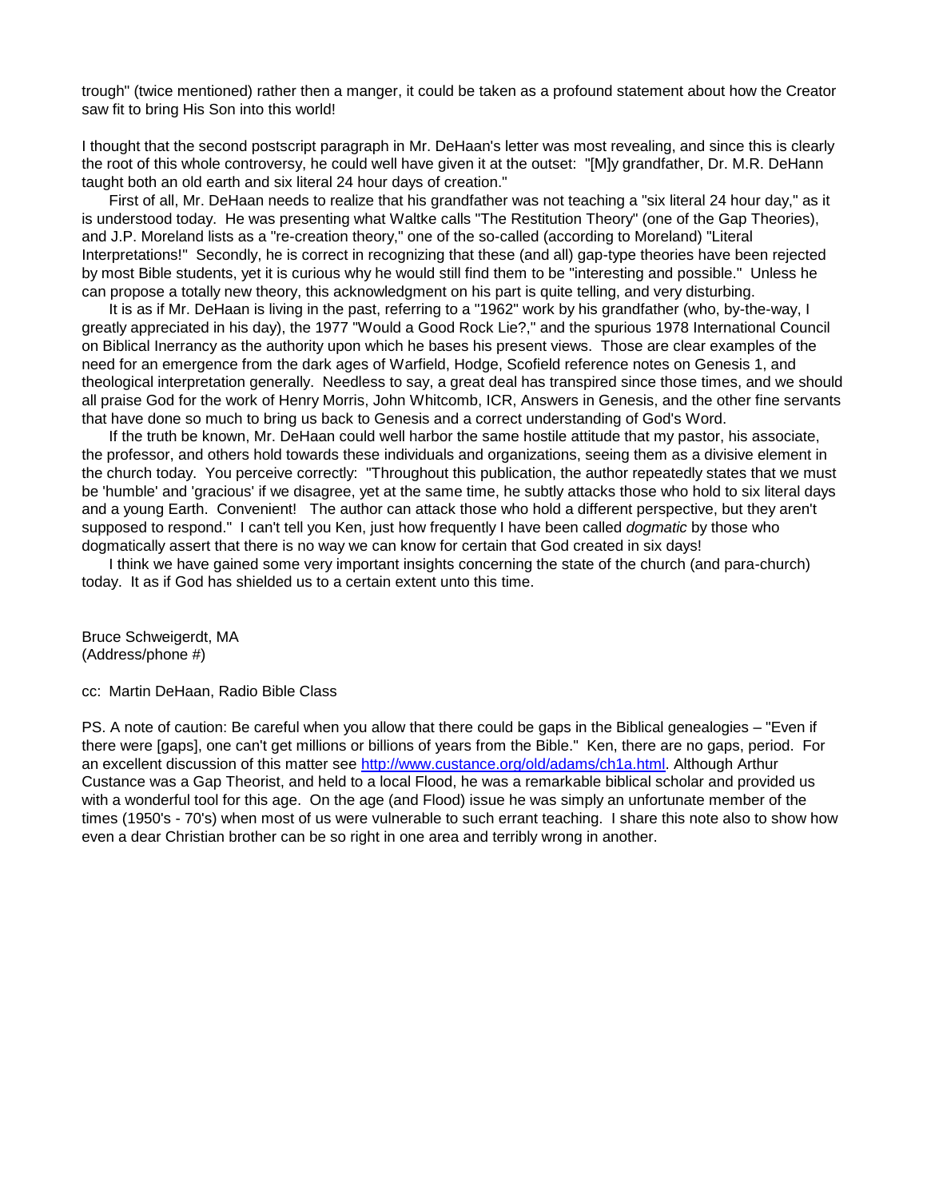trough" (twice mentioned) rather then a manger, it could be taken as a profound statement about how the Creator saw fit to bring His Son into this world!

I thought that the second postscript paragraph in Mr. DeHaan's letter was most revealing, and since this is clearly the root of this whole controversy, he could well have given it at the outset: "[M]y grandfather, Dr. M.R. DeHann taught both an old earth and six literal 24 hour days of creation."

First of all, Mr. DeHaan needs to realize that his grandfather was not teaching a "six literal 24 hour day," as it is understood today. He was presenting what Waltke calls "The Restitution Theory" (one of the Gap Theories), and J.P. Moreland lists as a "re-creation theory," one of the so-called (according to Moreland) "Literal Interpretations!" Secondly, he is correct in recognizing that these (and all) gap-type theories have been rejected by most Bible students, yet it is curious why he would still find them to be "interesting and possible." Unless he can propose a totally new theory, this acknowledgment on his part is quite telling, and very disturbing.

It is as if Mr. DeHaan is living in the past, referring to a "1962" work by his grandfather (who, by-the-way, I greatly appreciated in his day), the 1977 "Would a Good Rock Lie?," and the spurious 1978 International Council on Biblical Inerrancy as the authority upon which he bases his present views. Those are clear examples of the need for an emergence from the dark ages of Warfield, Hodge, Scofield reference notes on Genesis 1, and theological interpretation generally. Needless to say, a great deal has transpired since those times, and we should all praise God for the work of Henry Morris, John Whitcomb, ICR, Answers in Genesis, and the other fine servants that have done so much to bring us back to Genesis and a correct understanding of God's Word.

If the truth be known, Mr. DeHaan could well harbor the same hostile attitude that my pastor, his associate, the professor, and others hold towards these individuals and organizations, seeing them as a divisive element in the church today. You perceive correctly: "Throughout this publication, the author repeatedly states that we must be 'humble' and 'gracious' if we disagree, yet at the same time, he subtly attacks those who hold to six literal days and a young Earth. Convenient! The author can attack those who hold a different perspective, but they aren't supposed to respond." I can't tell you Ken, just how frequently I have been called *dogmatic* by those who dogmatically assert that there is no way we can know for certain that God created in six days!

I think we have gained some very important insights concerning the state of the church (and para-church) today. It as if God has shielded us to a certain extent unto this time.

Bruce Schweigerdt, MA
(Address/phone #)

cc: Martin DeHaan, Radio Bible Class

PS. A note of caution: Be careful when you allow that there could be gaps in the Biblical genealogies – "Even if there were [gaps], one can't get millions or billions of years from the Bible." Ken, there are no gaps, period. For an excellent discussion of this matter see http://www.custance.org/old/adams/ch1a.html. Although Arthur Custance was a Gap Theorist, and held to a local Flood, he was a remarkable biblical scholar and provided us with a wonderful tool for this age. On the age (and Flood) issue he was simply an unfortunate member of the times (1950's - 70's) when most of us were vulnerable to such errant teaching. I share this note also to show how even a dear Christian brother can be so right in one area and terribly wrong in another.